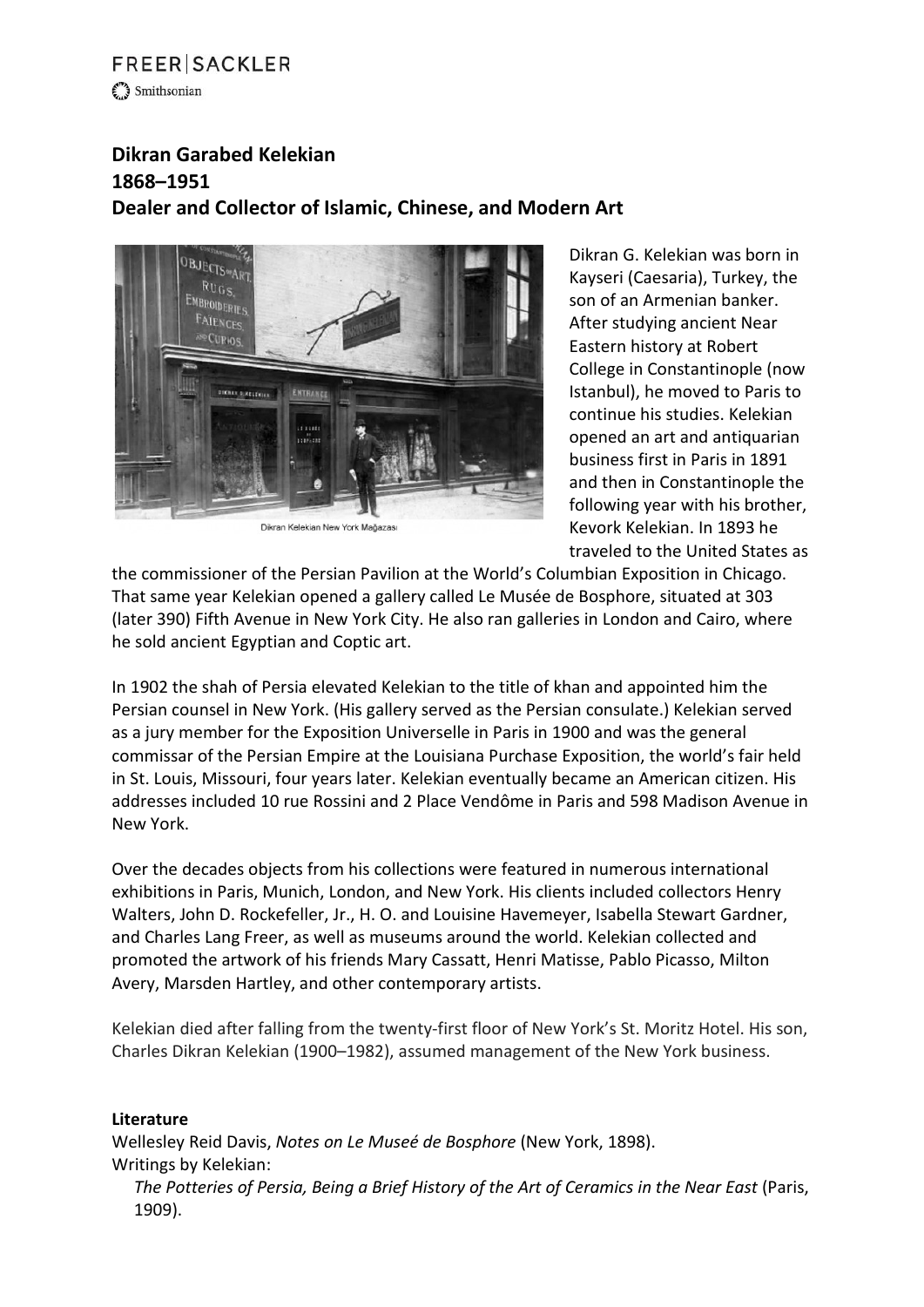FREER|SACKLER
Smithsonian

**Dikran Garabed Kelekian**
**1868–1951**
**Dealer and Collector of Islamic, Chinese, and Modern Art**

Dikran Kelekian New York Mağazası

Dikran G. Kelekian was born in Kayseri (Caesaria), Turkey, the son of an Armenian banker. After studying ancient Near Eastern history at Robert College in Constantinople (now Istanbul), he moved to Paris to continue his studies. Kelekian opened an art and antiquarian business first in Paris in 1891 and then in Constantinople the following year with his brother, Kevork Kelekian. In 1893 he traveled to the United States as the commissioner of the Persian Pavilion at the World's Columbian Exposition in Chicago. That same year Kelekian opened a gallery called Le Musée de Bosphore, situated at 303 (later 390) Fifth Avenue in New York City. He also ran galleries in London and Cairo, where he sold ancient Egyptian and Coptic art.

In 1902 the shah of Persia elevated Kelekian to the title of khan and appointed him the Persian counsel in New York. (His gallery served as the Persian consulate.) Kelekian served as a jury member for the Exposition Universelle in Paris in 1900 and was the general commissar of the Persian Empire at the Louisiana Purchase Exposition, the world's fair held in St. Louis, Missouri, four years later. Kelekian eventually became an American citizen. His addresses included 10 rue Rossini and 2 Place Vendôme in Paris and 598 Madison Avenue in New York.

Over the decades objects from his collections were featured in numerous international exhibitions in Paris, Munich, London, and New York. His clients included collectors Henry Walters, John D. Rockefeller, Jr., H. O. and Louisine Havemeyer, Isabella Stewart Gardner, and Charles Lang Freer, as well as museums around the world. Kelekian collected and promoted the artwork of his friends Mary Cassatt, Henri Matisse, Pablo Picasso, Milton Avery, Marsden Hartley, and other contemporary artists.

Kelekian died after falling from the twenty-first floor of New York's St. Moritz Hotel. His son, Charles Dikran Kelekian (1900–1982), assumed management of the New York business.

**Literature**

Wellesley Reid Davis, *Notes on Le Museé de Bosphore* (New York, 1898).

Writings by Kelekian:

- *The Potteries of Persia, Being a Brief History of the Art of Ceramics in the Near East* (Paris, 1909).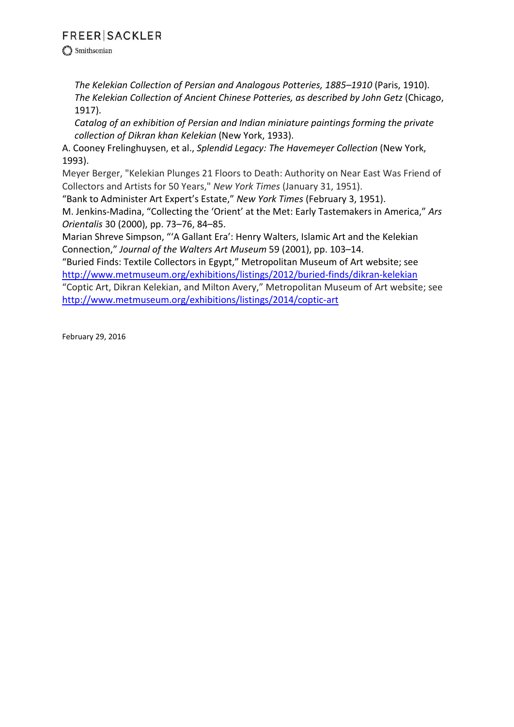*The Kelekian Collection of Persian and Analogous Potteries, 1885–1910* (Paris, 1910).

*The Kelekian Collection of Ancient Chinese Potteries, as described by John Getz* (Chicago, 1917).

*Catalog of an exhibition of Persian and Indian miniature paintings forming the private collection of Dikran khan Kelekian* (New York, 1933).

A. Cooney Frelinghuysen, et al., *Splendid Legacy: The Havemeyer Collection* (New York, 1993).

Meyer Berger, "Kelekian Plunges 21 Floors to Death: Authority on Near East Was Friend of Collectors and Artists for 50 Years," *New York Times* (January 31, 1951).

"Bank to Administer Art Expert's Estate," *New York Times* (February 3, 1951).

M. Jenkins-Madina, "Collecting the 'Orient' at the Met: Early Tastemakers in America," *Ars Orientalis* 30 (2000), pp. 73–76, 84–85.

Marian Shreve Simpson, "'A Gallant Era': Henry Walters, Islamic Art and the Kelekian Connection," *Journal of the Walters Art Museum* 59 (2001), pp. 103–14.

"Buried Finds: Textile Collectors in Egypt," Metropolitan Museum of Art website; see http://www.metmuseum.org/exhibitions/listings/2012/buried-finds/dikran-kelekian

"Coptic Art, Dikran Kelekian, and Milton Avery," Metropolitan Museum of Art website; see http://www.metmuseum.org/exhibitions/listings/2014/coptic-art

February 29, 2016